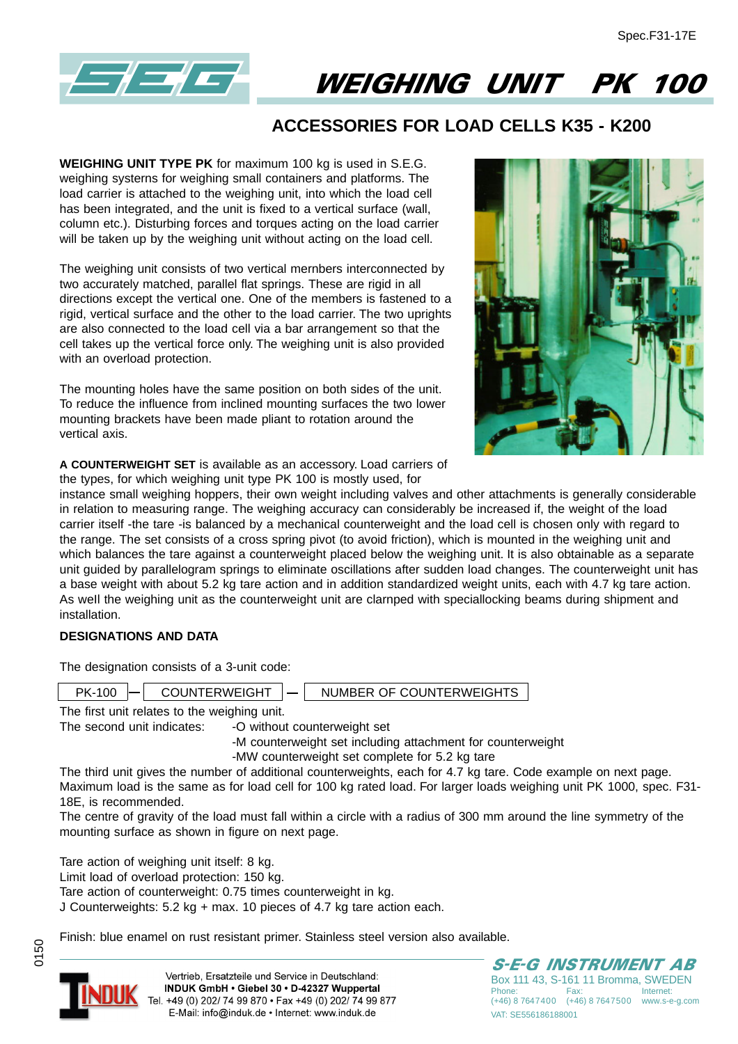Spec.F31-17E

# WEIGHING UNIT PK 100

## ACCESSORIES FOR LOAD CELLS K35 - K200

**WEIGHING UNIT TYPE PK** for maximum 100 kg is used in S.E.G. weighing systerns for weighing small containers and platforms. The load carrier is attached to the weighing unit, into which the load cell has been integrated, and the unit is fixed to a vertical surface (wall, column etc.). Disturbing forces and torques acting on the load carrier will be taken up by the weighing unit without acting on the load cell.

The weighing unit consists of two vertical mernbers interconnected by two accurately matched, parallel flat springs. These are rigid in all directions except the vertical one. One of the members is fastened to a rigid, vertical surface and the other to the load carrier. The two uprights are also connected to the load cell via a bar arrangement so that the cell takes up the vertical force only. The weighing unit is also provided with an overload protection.

The mounting holes have the same position on both sides of the unit. To reduce the influence from inclined mounting surfaces the two lower mounting brackets have been made pliant to rotation around the vertical axis.

**A COUNTERWEIGHT SET** is available as an accessory. Load carriers of the types, for which weighing unit type PK 100 is mostly used, for instance small weighing hoppers, their own weight including valves and other attachments is generally considerable in relation to measuring range. The weighing accuracy can considerably be increased if, the weight of the load carrier itself -the tare -is balanced by a mechanical counterweight and the load cell is chosen only with regard to the range. The set consists of a cross spring pivot (to avoid friction), which is mounted in the weighing unit and which balances the tare against a counterweight placed below the weighing unit. It is also obtainable as a separate unit guided by parallelogram springs to eliminate oscillations after sudden load changes. The counterweight unit has a base weight with about 5.2 kg tare action and in addition standardized weight units, each with 4.7 kg tare action. As well the weighing unit as the counterweight unit are clarnped with speciallocking beams during shipment and installation.

### DESIGNATIONS AND DATA

The designation consists of a 3-unit code:

PK-100 – COUNTERWEIGHT – NUMBER OF COUNTERWEIGHTS

The first unit relates to the weighing unit.

The second unit indicates:
- -O without counterweight set
- -M counterweight set including attachment for counterweight
- -MW counterweight set complete for 5.2 kg tare

The third unit gives the number of additional counterweights, each for 4.7 kg tare. Code example on next page.
Maximum load is the same as for load cell for 100 kg rated load. For larger loads weighing unit PK 1000, spec. F31-18E, is recommended.
The centre of gravity of the load must fall within a circle with a radius of 300 mm around the line symmetry of the mounting surface as shown in figure on next page.

Tare action of weighing unit itself: 8 kg.
Limit load of overload protection: 150 kg.
Tare action of counterweight: 0.75 times counterweight in kg.
J Counterweights: 5.2 kg + max. 10 pieces of 4.7 kg tare action each.

Finish: blue enamel on rust resistant primer. Stainless steel version also available.

0150

Vertrieb, Ersatzteile und Service in Deutschland:
**INDUK GmbH • Giebel 30 • D-42327 Wuppertal**
Tel. +49 (0) 202/ 74 99 870 • Fax +49 (0) 202/ 74 99 877
E-Mail: info@induk.de • Internet: www.induk.de

**S-E-G INSTRUMENT AB**
Box 111 43, S-161 11 Bromma, SWEDEN
Phone: (+46) 8 7647400 Fax: (+46) 8 7647500 Internet: www.s-e-g.com
VAT: SE556186188001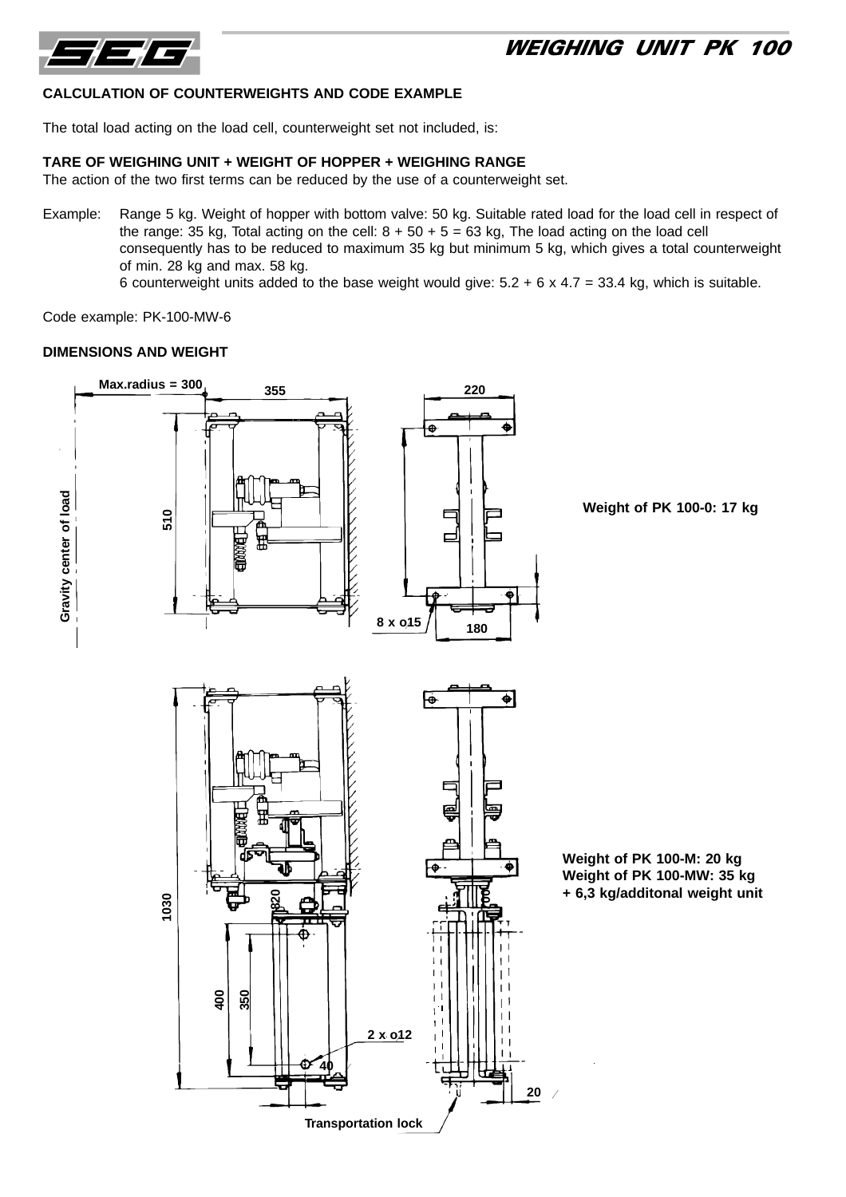## CALCULATION OF COUNTERWEIGHTS AND CODE EXAMPLE

The total load acting on the load cell, counterweight set not included, is:

**TARE OF WEIGHING UNIT + WEIGHT OF HOPPER + WEIGHING RANGE**
The action of the two first terms can be reduced by the use of a counterweight set.

Example: Range 5 kg. Weight of hopper with bottom valve: 50 kg. Suitable rated load for the load cell in respect of the range: 35 kg, Total acting on the cell: 8 + 50 + 5 = 63 kg, The load acting on the load cell consequently has to be reduced to maximum 35 kg but minimum 5 kg, which gives a total counterweight of min. 28 kg and max. 58 kg.
6 counterweight units added to the base weight would give: 5.2 + 6 x 4.7 = 33.4 kg, which is suitable.

Code example: PK-100-MW-6

## DIMENSIONS AND WEIGHT

Max.radius = 300
355
220
510
Gravity center of load
8 x ø15
180

**Weight of PK 100-0: 17 kg**

1030
820
400
350
2 x ø12
40
20
Transportation lock

**Weight of PK 100-M: 20 kg**
**Weight of PK 100-MW: 35 kg**
**+ 6,3 kg/additonal weight unit**